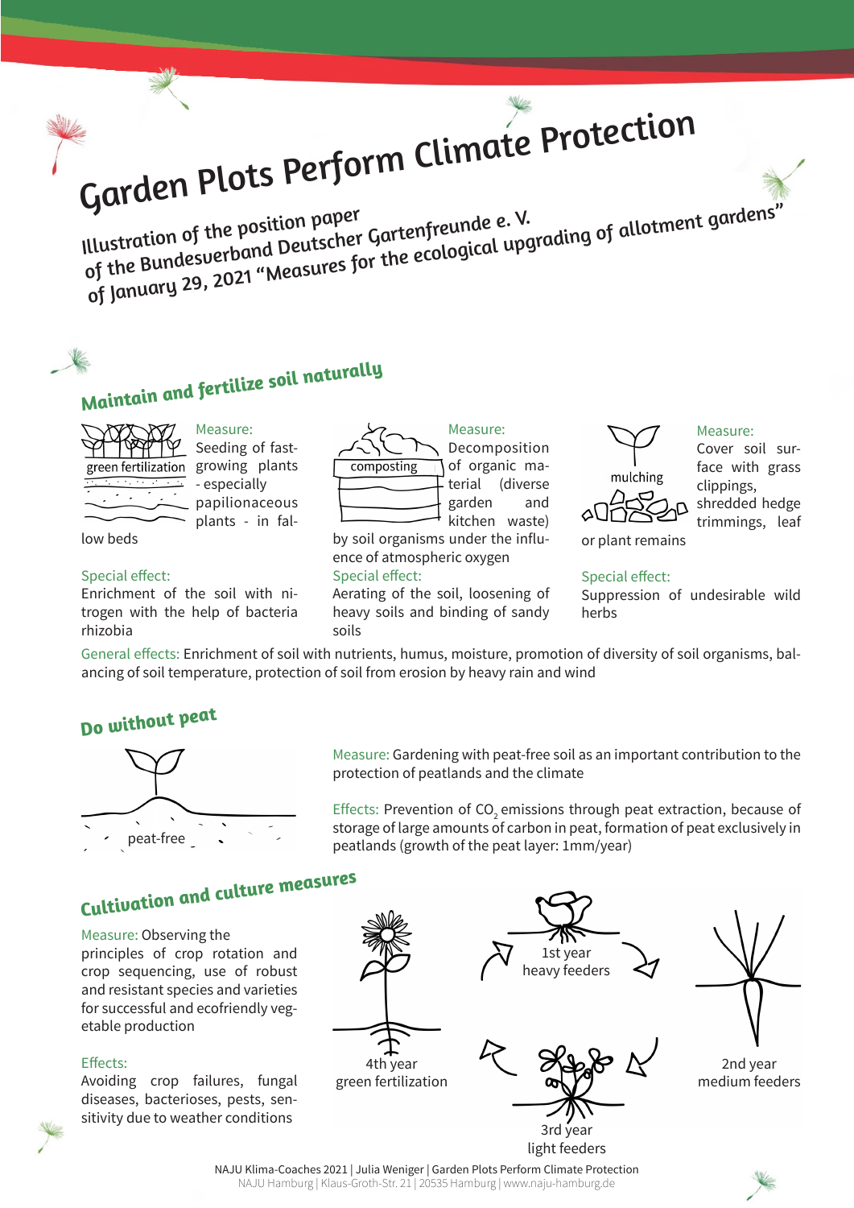# Garden Plots Perform Climate Protection

Illustration of the position paper
of the Bundesverband Deutscher Gartenfreunde e. V.
of January 29, 2021 "Measures for the ecological upgrading of allotment gardens"

## Maintain and fertilize soil naturally

green fertilization

Measure:
Seeding of fast-growing plants - especially papilionaceous plants - in fallow beds

Special effect:
Enrichment of the soil with nitrogen with the help of bacteria rhizobia

composting

Measure:
Decomposition of organic material (diverse garden and kitchen waste) by soil organisms under the influence of atmospheric oxygen

Special effect:
Aerating of the soil, loosening of heavy soils and binding of sandy soils

mulching

Measure:
Cover soil surface with grass clippings, shredded hedge trimmings, leaf or plant remains

Special effect:
Suppression of undesirable wild herbs

General effects: Enrichment of soil with nutrients, humus, moisture, promotion of diversity of soil organisms, balancing of soil temperature, protection of soil from erosion by heavy rain and wind

## Do without peat

peat-free

Measure: Gardening with peat-free soil as an important contribution to the protection of peatlands and the climate

Effects: Prevention of $CO_2$ emissions through peat extraction, because of storage of large amounts of carbon in peat, formation of peat exclusively in peatlands (growth of the peat layer: 1mm/year)

## Cultivation and culture measures

Measure: Observing the principles of crop rotation and crop sequencing, use of robust and resistant species and varieties for successful and ecofriendly vegetable production

Effects:
Avoiding crop failures, fungal diseases, bacterioses, pests, sensitivity due to weather conditions

1st year
heavy feeders

2nd year
medium feeders

3rd year
light feeders

4th year
green fertilization

NAJU Klima-Coaches 2021 | Julia Weniger | Garden Plots Perform Climate Protection
NAJU Hamburg | Klaus-Groth-Str. 21 | 20535 Hamburg | www.naju-hamburg.de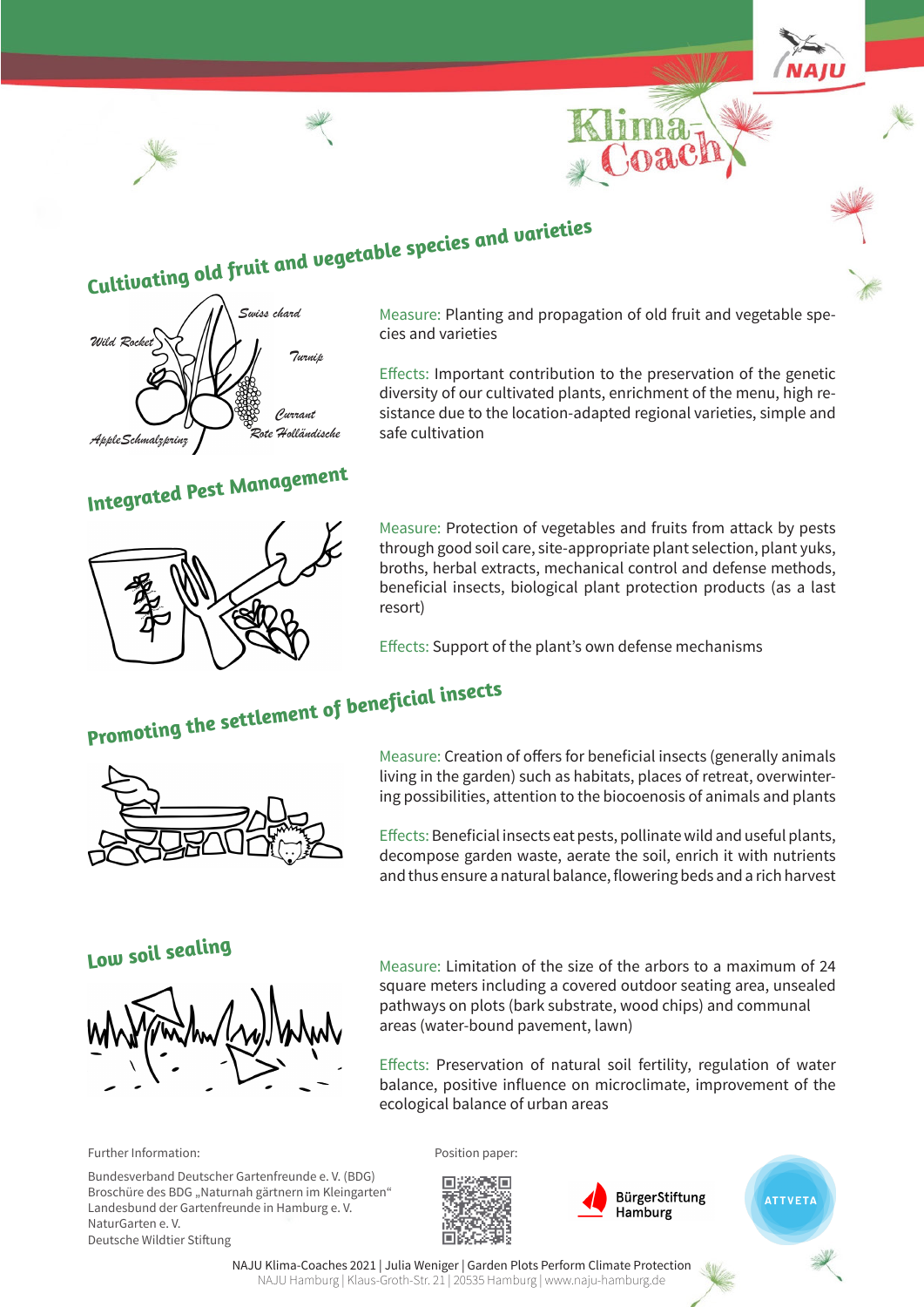## Cultivating old fruit and vegetable species and varieties

Swiss chard
Wild Rocket
Turnip
Currant
Rote Holländische
AppleSchmalzprinz

Measure: Planting and propagation of old fruit and vegetable species and varieties

Effects: Important contribution to the preservation of the genetic diversity of our cultivated plants, enrichment of the menu, high resistance due to the location-adapted regional varieties, simple and safe cultivation

## Integrated Pest Management

Measure: Protection of vegetables and fruits from attack by pests through good soil care, site-appropriate plant selection, plant yuks, broths, herbal extracts, mechanical control and defense methods, beneficial insects, biological plant protection products (as a last resort)

Effects: Support of the plant's own defense mechanisms

## Promoting the settlement of beneficial insects

Measure: Creation of offers for beneficial insects (generally animals living in the garden) such as habitats, places of retreat, overwintering possibilities, attention to the biocoenosis of animals and plants

Effects: Beneficial insects eat pests, pollinate wild and useful plants, decompose garden waste, aerate the soil, enrich it with nutrients and thus ensure a natural balance, flowering beds and a rich harvest

## Low soil sealing

Measure: Limitation of the size of the arbors to a maximum of 24 square meters including a covered outdoor seating area, unsealed pathways on plots (bark substrate, wood chips) and communal areas (water-bound pavement, lawn)

Effects: Preservation of natural soil fertility, regulation of water balance, positive influence on microclimate, improvement of the ecological balance of urban areas

Further Information:

Bundesverband Deutscher Gartenfreunde e. V. (BDG)
Broschüre des BDG „Naturnah gärtnern im Kleingarten"
Landesbund der Gartenfreunde in Hamburg e. V.
NaturGarten e. V.
Deutsche Wildtier Stiftung

Position paper:

BürgerStiftung Hamburg

ATTVETA

NAJU Klima-Coaches 2021 | Julia Weniger | Garden Plots Perform Climate Protection
NAJU Hamburg | Klaus-Groth-Str. 21 | 20535 Hamburg | www.naju-hamburg.de